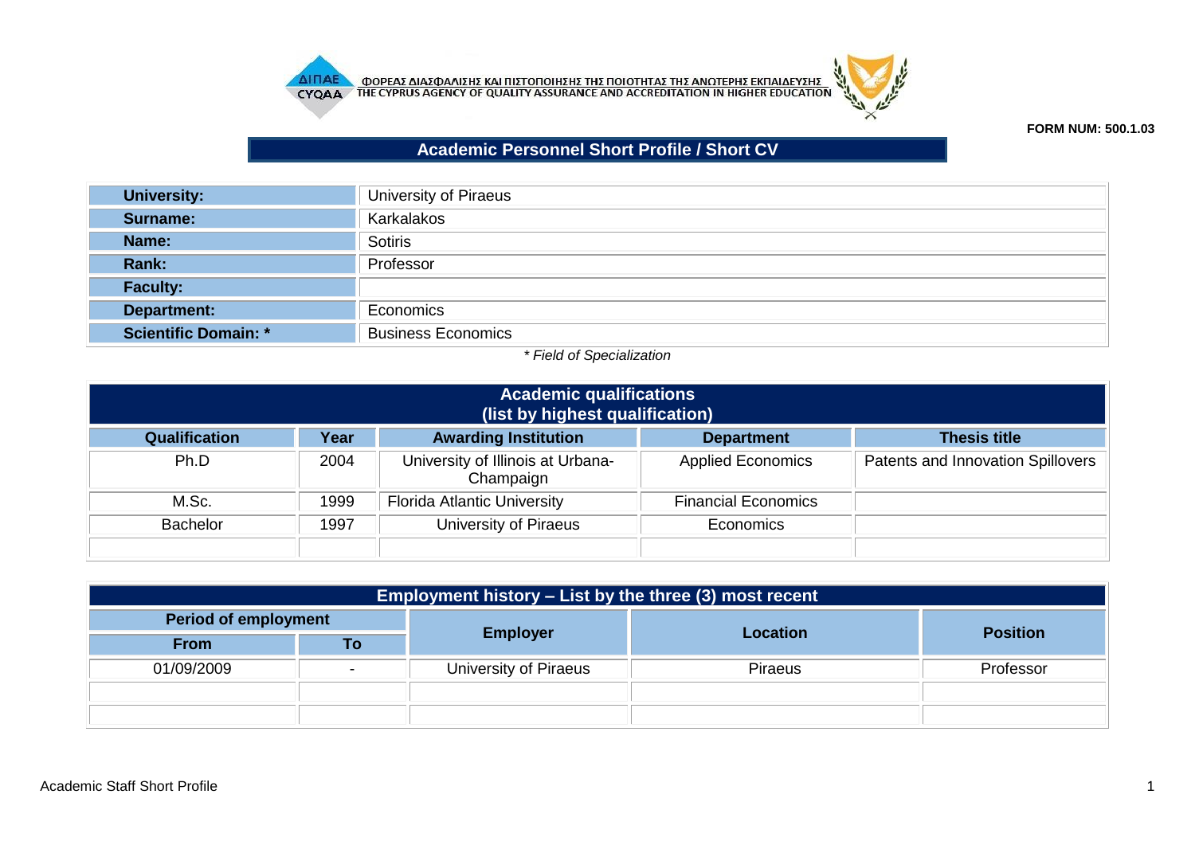ΦΟΡΕΑΣ ΔΙΑΣΦΑΛΙΣΗΣ ΚΑΙ ΠΙΣΤΟΠΟΙΗΣΗΣ ΤΗΣ ΠΟΙΟΤΗΤΑΣ ΤΗΣ ΑΝΩΤΕΡΗΣ ΕΚΠΑΙΔΕΥΣΗΣ
THE CYPRUS AGENCY OF QUALITY ASSURANCE AND ACCREDITATION IN HIGHER EDUCATION

**FORM NUM: 500.1.03**

# Academic Personnel Short Profile / Short CV

| | |
|---|---|
| **University:** | University of Piraeus |
| **Surname:** | Karkalakos |
| **Name:** | Sotiris |
| **Rank:** | Professor |
| **Faculty:** | |
| **Department:** | Economics |
| **Scientific Domain: *** | Business Economics |

*\* Field of Specialization*

## Academic qualifications (list by highest qualification)

| Qualification | Year | Awarding Institution | Department | Thesis title |
|---|---|---|---|---|
| Ph.D | 2004 | University of Illinois at Urbana-Champaign | Applied Economics | Patents and Innovation Spillovers |
| M.Sc. | 1999 | Florida Atlantic University | Financial Economics | |
| Bachelor | 1997 | University of Piraeus | Economics | |
| | | | | |

## Employment history – List by the three (3) most recent

| Period of employment | | Employer | Location | Position |
|---|---|---|---|---|
| From | To | | | |
| 01/09/2009 | - | University of Piraeus | Piraeus | Professor |
| | | | | |
| | | | | |

Academic Staff Short Profile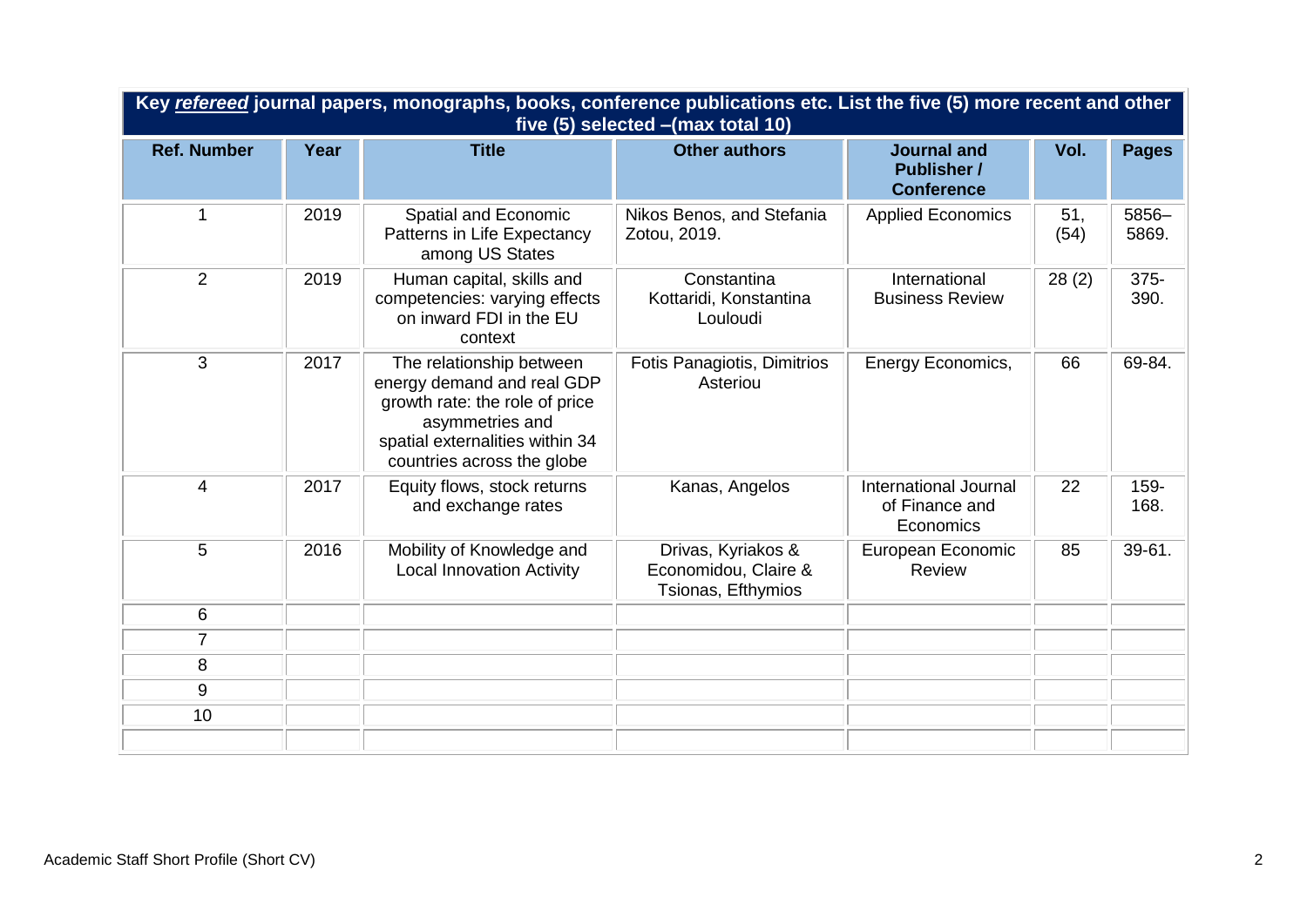| Key ***refereed*** journal papers, monographs, books, conference publications etc. List the five (5) more recent and other five (5) selected –(max total 10) | | | | | | |
|---|---|---|---|---|---|---|
| **Ref. Number** | **Year** | **Title** | **Other authors** | **Journal and Publisher / Conference** | **Vol.** | **Pages** |
| 1 | 2019 | Spatial and Economic Patterns in Life Expectancy among US States | Nikos Benos, and Stefania Zotou, 2019. | Applied Economics | 51, (54) | 5856–5869. |
| 2 | 2019 | Human capital, skills and competencies: varying effects on inward FDI in the EU context | Constantina Kottaridi, Konstantina Louloudi | International Business Review | 28 (2) | 375-390. |
| 3 | 2017 | The relationship between energy demand and real GDP growth rate: the role of price asymmetries and spatial externalities within 34 countries across the globe | Fotis Panagiotis, Dimitrios Asteriou | Energy Economics, | 66 | 69-84. |
| 4 | 2017 | Equity flows, stock returns and exchange rates | Kanas, Angelos | International Journal of Finance and Economics | 22 | 159-168. |
| 5 | 2016 | Mobility of Knowledge and Local Innovation Activity | Drivas, Kyriakos & Economidou, Claire & Tsionas, Efthymios | European Economic Review | 85 | 39-61. |
| 6 | | | | | | |
| 7 | | | | | | |
| 8 | | | | | | |
| 9 | | | | | | |
| 10 | | | | | | |
| | | | | | | |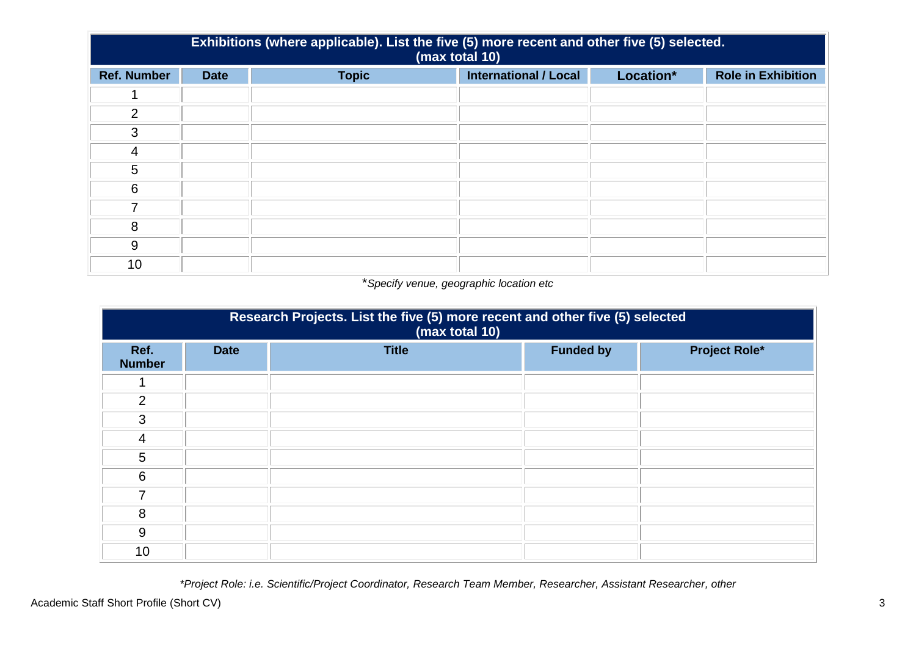| Exhibitions (where applicable). List the five (5) more recent and other five (5) selected. (max total 10) | | | | | |
|---|---|---|---|---|---|
| **Ref. Number** | **Date** | **Topic** | **International / Local** | **Location*** | **Role in Exhibition** |
| 1 | | | | | |
| 2 | | | | | |
| 3 | | | | | |
| 4 | | | | | |
| 5 | | | | | |
| 6 | | | | | |
| 7 | | | | | |
| 8 | | | | | |
| 9 | | | | | |
| 10 | | | | | |

**Specify venue, geographic location etc*

| Research Projects. List the five (5) more recent and other five (5) selected (max total 10) | | | | |
|---|---|---|---|---|
| **Ref. Number** | **Date** | **Title** | **Funded by** | **Project Role*** |
| 1 | | | | |
| 2 | | | | |
| 3 | | | | |
| 4 | | | | |
| 5 | | | | |
| 6 | | | | |
| 7 | | | | |
| 8 | | | | |
| 9 | | | | |
| 10 | | | | |

**Project Role: i.e. Scientific/Project Coordinator, Research Team Member, Researcher, Assistant Researcher, other*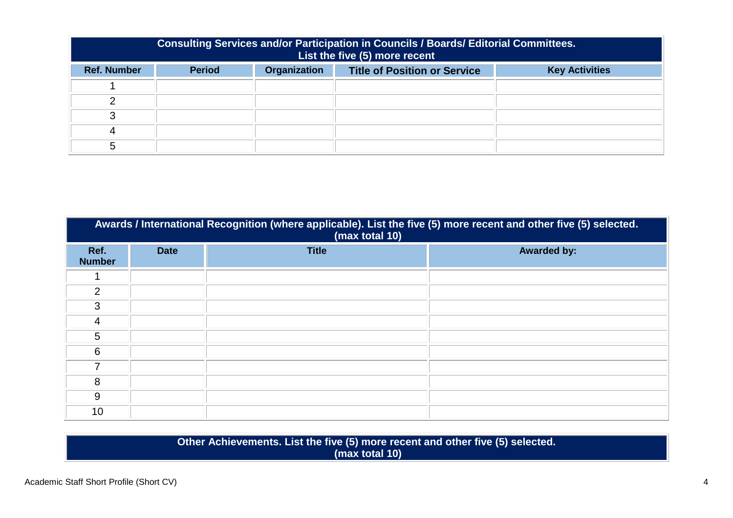| Consulting Services and/or Participation in Councils / Boards/ Editorial Committees. List the five (5) more recent | | | | |
|---|---|---|---|---|
| **Ref. Number** | **Period** | **Organization** | **Title of Position or Service** | **Key Activities** |
| 1 | | | | |
| 2 | | | | |
| 3 | | | | |
| 4 | | | | |
| 5 | | | | |

| Awards / International Recognition (where applicable). List the five (5) more recent and other five (5) selected. (max total 10) | | | |
|---|---|---|---|
| **Ref. Number** | **Date** | **Title** | **Awarded by:** |
| 1 | | | |
| 2 | | | |
| 3 | | | |
| 4 | | | |
| 5 | | | |
| 6 | | | |
| 7 | | | |
| 8 | | | |
| 9 | | | |
| 10 | | | |

| Other Achievements. List the five (5) more recent and other five (5) selected. (max total 10) |
|---|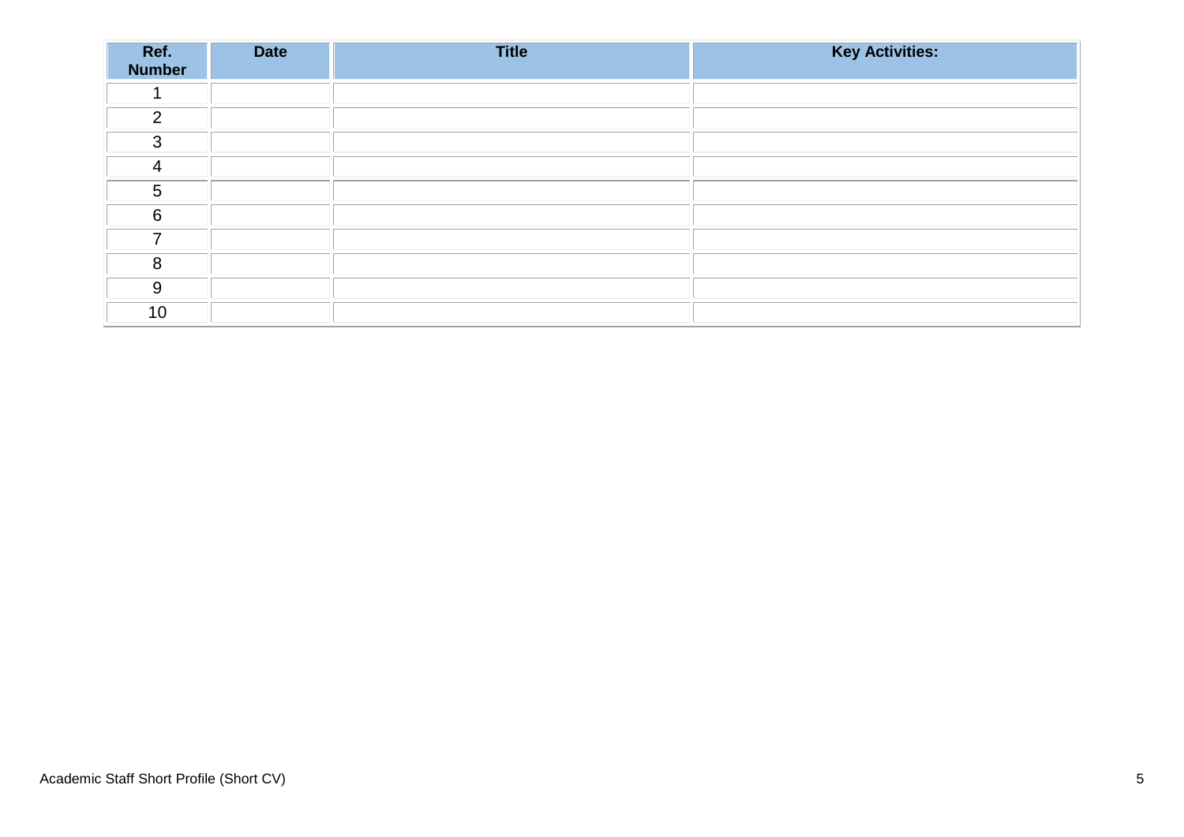| Ref. Number | Date | Title | Key Activities: |
| --- | --- | --- | --- |
| 1 | | | |
| 2 | | | |
| 3 | | | |
| 4 | | | |
| 5 | | | |
| 6 | | | |
| 7 | | | |
| 8 | | | |
| 9 | | | |
| 10 | | | |